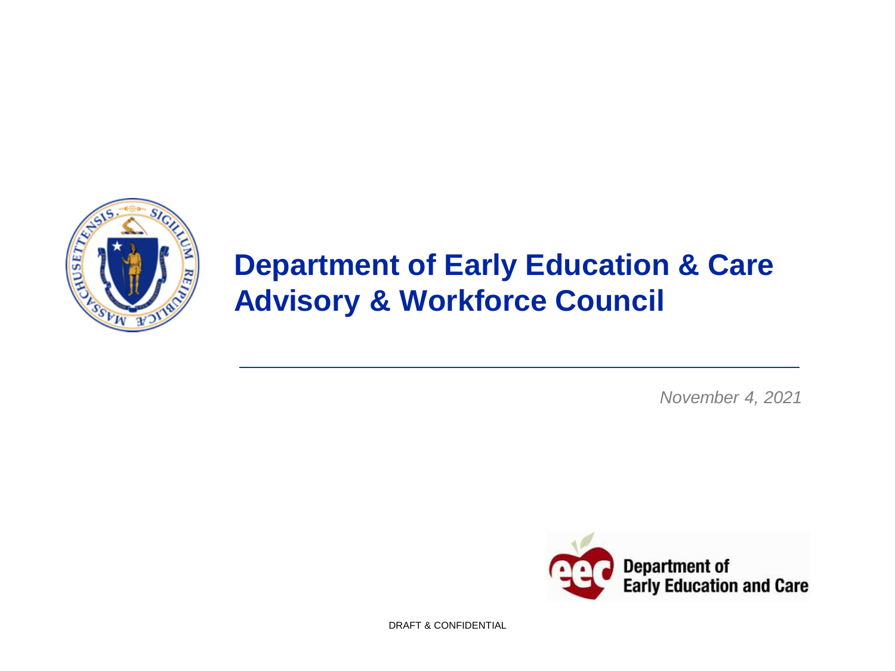# Department of Early Education & Care Advisory & Workforce Council

*November 4, 2021*

Department of Early Education and Care

DRAFT & CONFIDENTIAL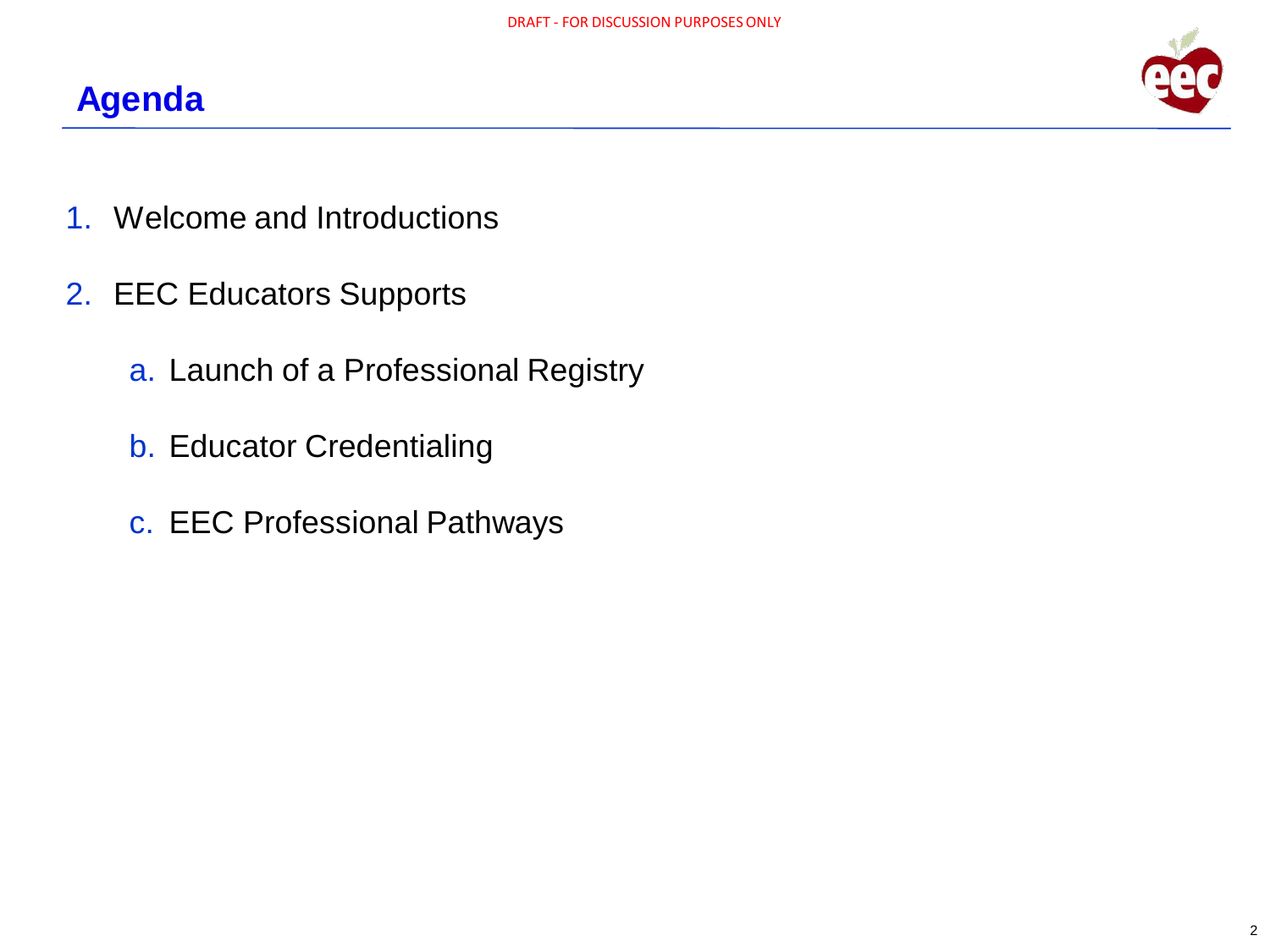# Agenda

1. Welcome and Introductions
2. EEC Educators Supports
   a. Launch of a Professional Registry
   b. Educator Credentialing
   c. EEC Professional Pathways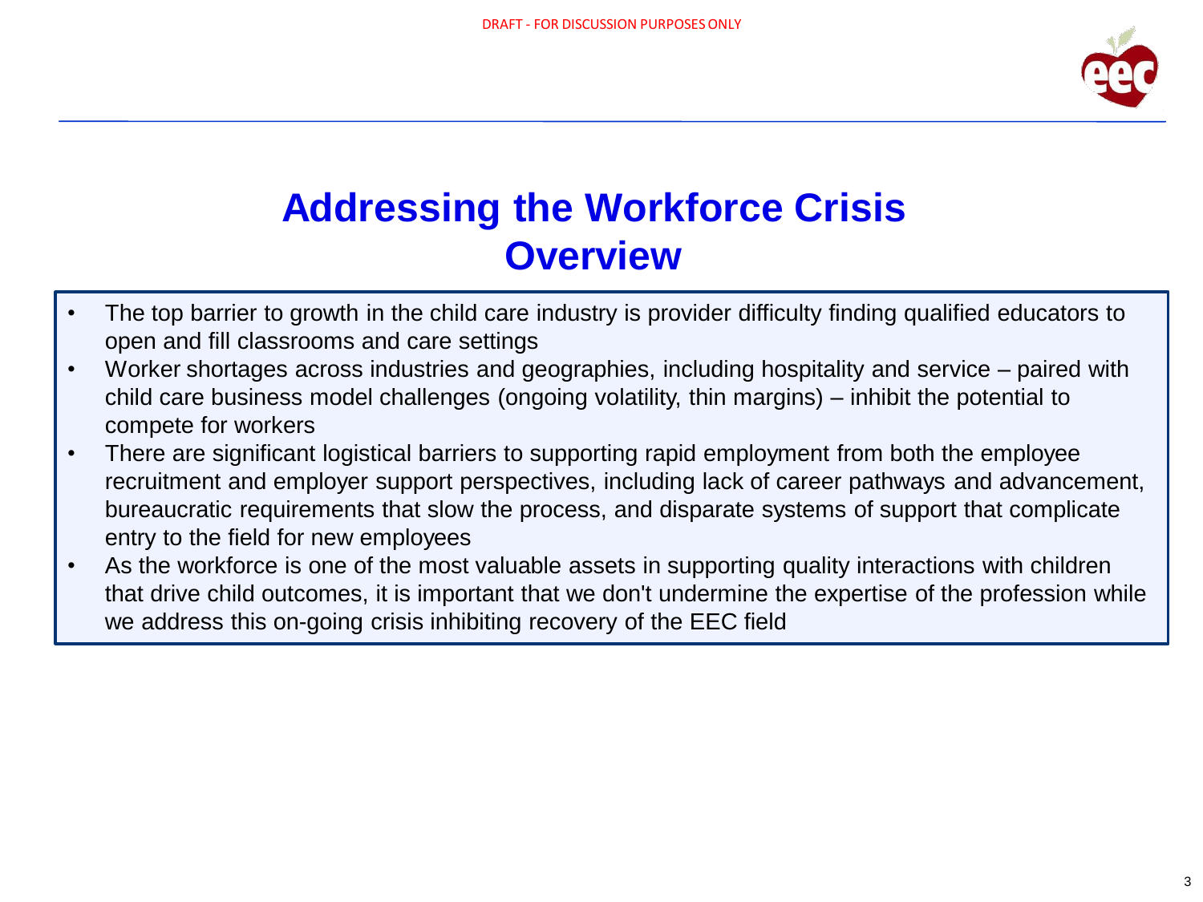DRAFT - FOR DISCUSSION PURPOSES ONLY

# Addressing the Workforce Crisis
# Overview

- The top barrier to growth in the child care industry is provider difficulty finding qualified educators to open and fill classrooms and care settings
- Worker shortages across industries and geographies, including hospitality and service – paired with child care business model challenges (ongoing volatility, thin margins) – inhibit the potential to compete for workers
- There are significant logistical barriers to supporting rapid employment from both the employee recruitment and employer support perspectives, including lack of career pathways and advancement, bureaucratic requirements that slow the process, and disparate systems of support that complicate entry to the field for new employees
- As the workforce is one of the most valuable assets in supporting quality interactions with children that drive child outcomes, it is important that we don't undermine the expertise of the profession while we address this on-going crisis inhibiting recovery of the EEC field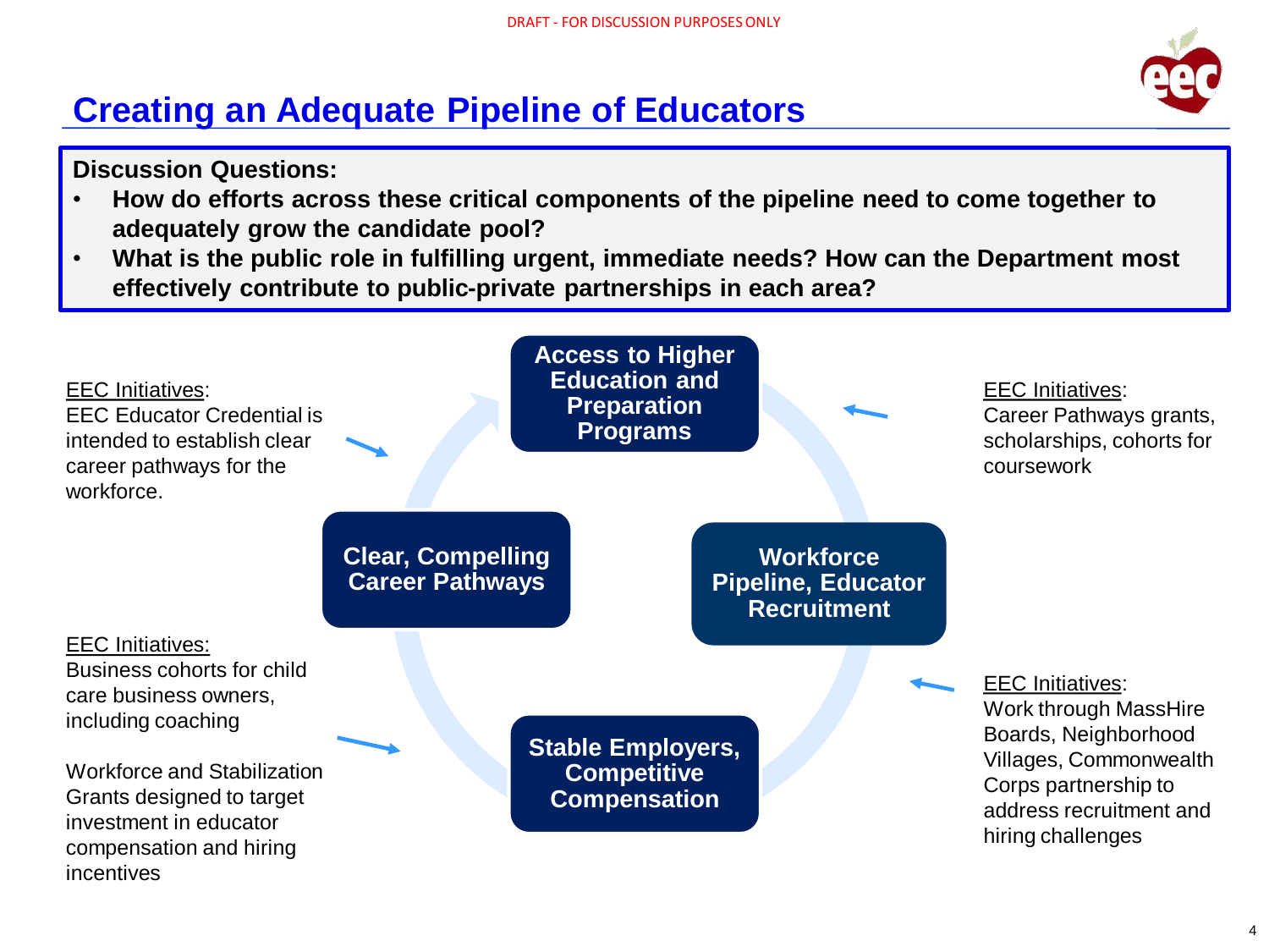DRAFT - FOR DISCUSSION PURPOSES ONLY

# Creating an Adequate Pipeline of Educators

**Discussion Questions:**

- **How do efforts across these critical components of the pipeline need to come together to adequately grow the candidate pool?**
- **What is the public role in fulfilling urgent, immediate needs? How can the Department most effectively contribute to public-private partnerships in each area?**

**Access to Higher Education and Preparation Programs**

**Clear, Compelling Career Pathways**

**Workforce Pipeline, Educator Recruitment**

**Stable Employers, Competitive Compensation**

EEC Initiatives:
EEC Educator Credential is intended to establish clear career pathways for the workforce.

EEC Initiatives:
Career Pathways grants, scholarships, cohorts for coursework

EEC Initiatives:
Business cohorts for child care business owners, including coaching

Workforce and Stabilization Grants designed to target investment in educator compensation and hiring incentives

EEC Initiatives:
Work through MassHire Boards, Neighborhood Villages, Commonwealth Corps partnership to address recruitment and hiring challenges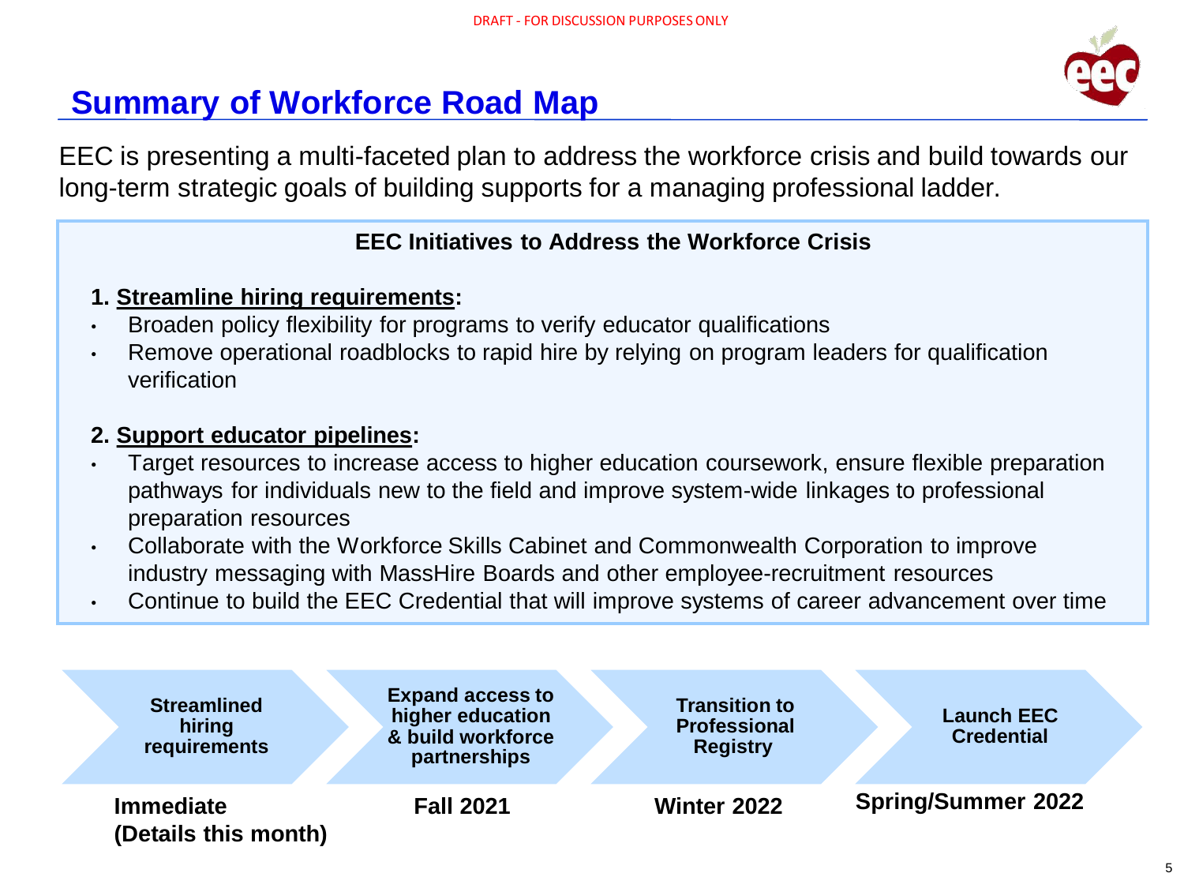DRAFT - FOR DISCUSSION PURPOSES ONLY

# Summary of Workforce Road Map

EEC is presenting a multi-faceted plan to address the workforce crisis and build towards our long-term strategic goals of building supports for a managing professional ladder.

**EEC Initiatives to Address the Workforce Crisis**

**1. Streamline hiring requirements:**

- Broaden policy flexibility for programs to verify educator qualifications
- Remove operational roadblocks to rapid hire by relying on program leaders for qualification verification

**2. Support educator pipelines:**

- Target resources to increase access to higher education coursework, ensure flexible preparation pathways for individuals new to the field and improve system-wide linkages to professional preparation resources
- Collaborate with the Workforce Skills Cabinet and Commonwealth Corporation to improve industry messaging with MassHire Boards and other employee-recruitment resources
- Continue to build the EEC Credential that will improve systems of career advancement over time

| Streamlined hiring requirements | Expand access to higher education & build workforce partnerships | Transition to Professional Registry | Launch EEC Credential |
|---|---|---|---|
| **Immediate (Details this month)** | **Fall 2021** | **Winter 2022** | **Spring/Summer 2022** |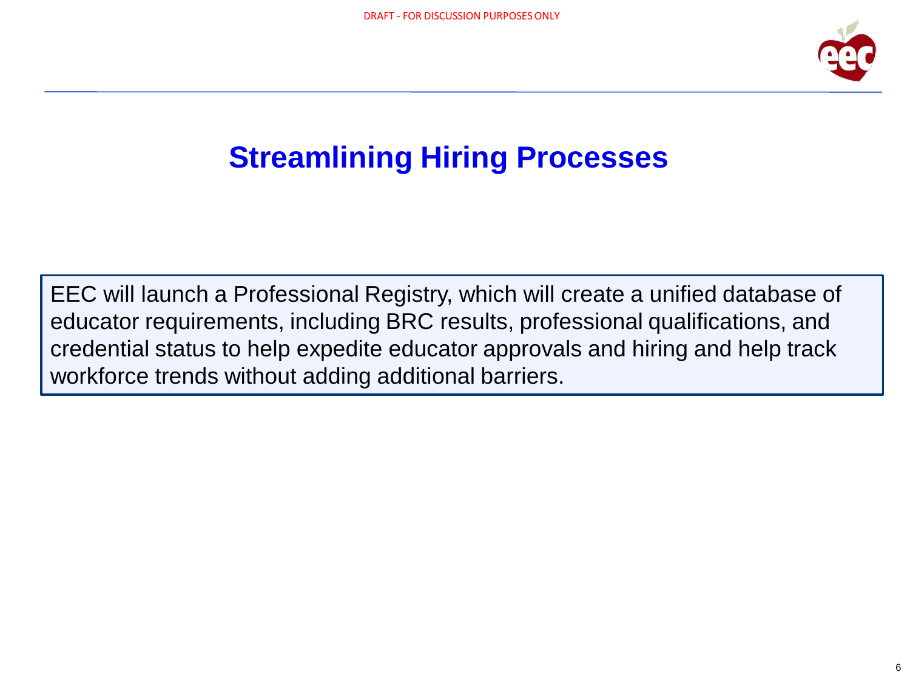# Streamlining Hiring Processes

EEC will launch a Professional Registry, which will create a unified database of educator requirements, including BRC results, professional qualifications, and credential status to help expedite educator approvals and hiring and help track workforce trends without adding additional barriers.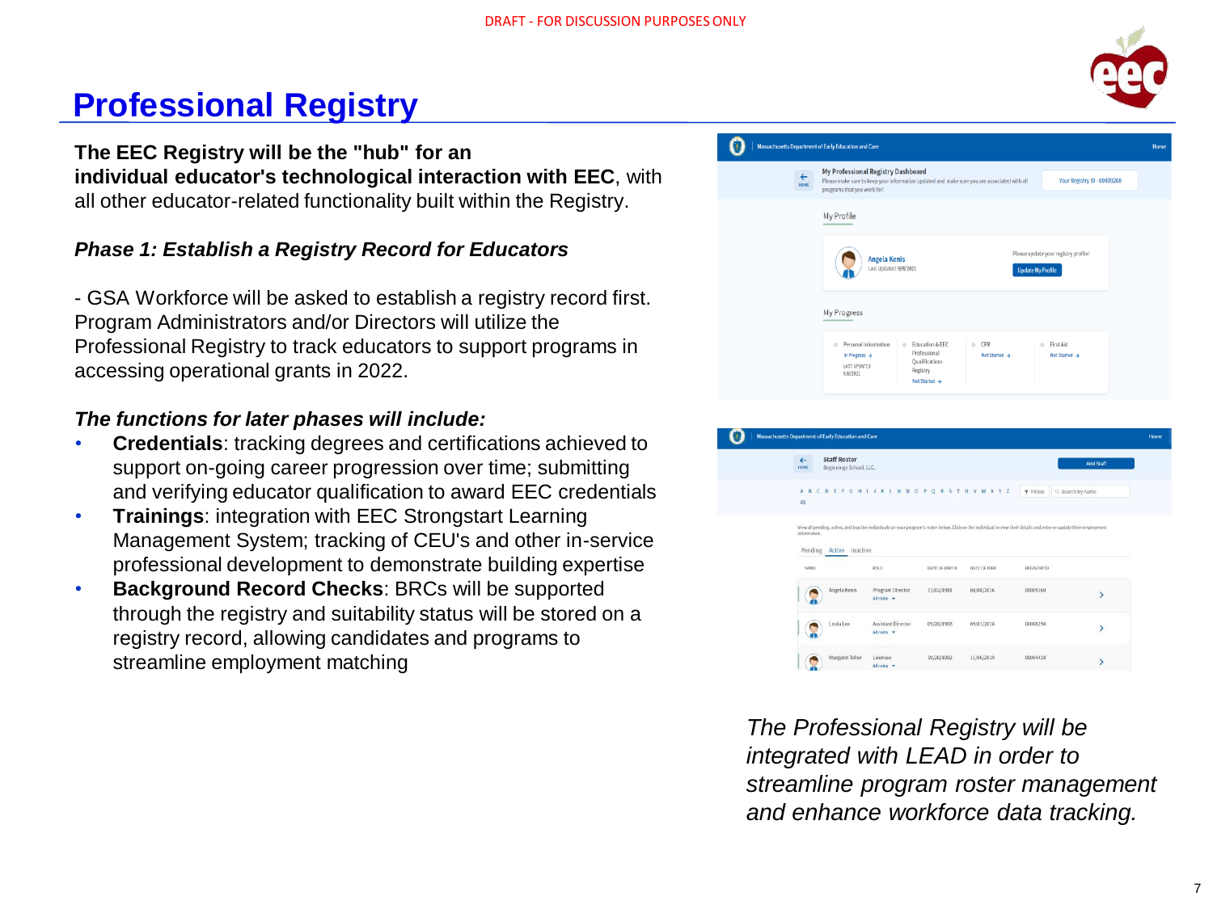DRAFT - FOR DISCUSSION PURPOSES ONLY

# Professional Registry

**The EEC Registry will be the "hub" for an individual educator's technological interaction with EEC**, with all other educator-related functionality built within the Registry.

***Phase 1: Establish a Registry Record for Educators***

- GSA Workforce will be asked to establish a registry record first. Program Administrators and/or Directors will utilize the Professional Registry to track educators to support programs in accessing operational grants in 2022.

***The functions for later phases will include:***

- **Credentials**: tracking degrees and certifications achieved to support on-going career progression over time; submitting and verifying educator qualification to award EEC credentials
- **Trainings**: integration with EEC Strongstart Learning Management System; tracking of CEU's and other in-service professional development to demonstrate building expertise
- **Background Record Checks**: BRCs will be supported through the registry and suitability status will be stored on a registry record, allowing candidates and programs to streamline employment matching

*The Professional Registry will be integrated with LEAD in order to streamline program roster management and enhance workforce data tracking.*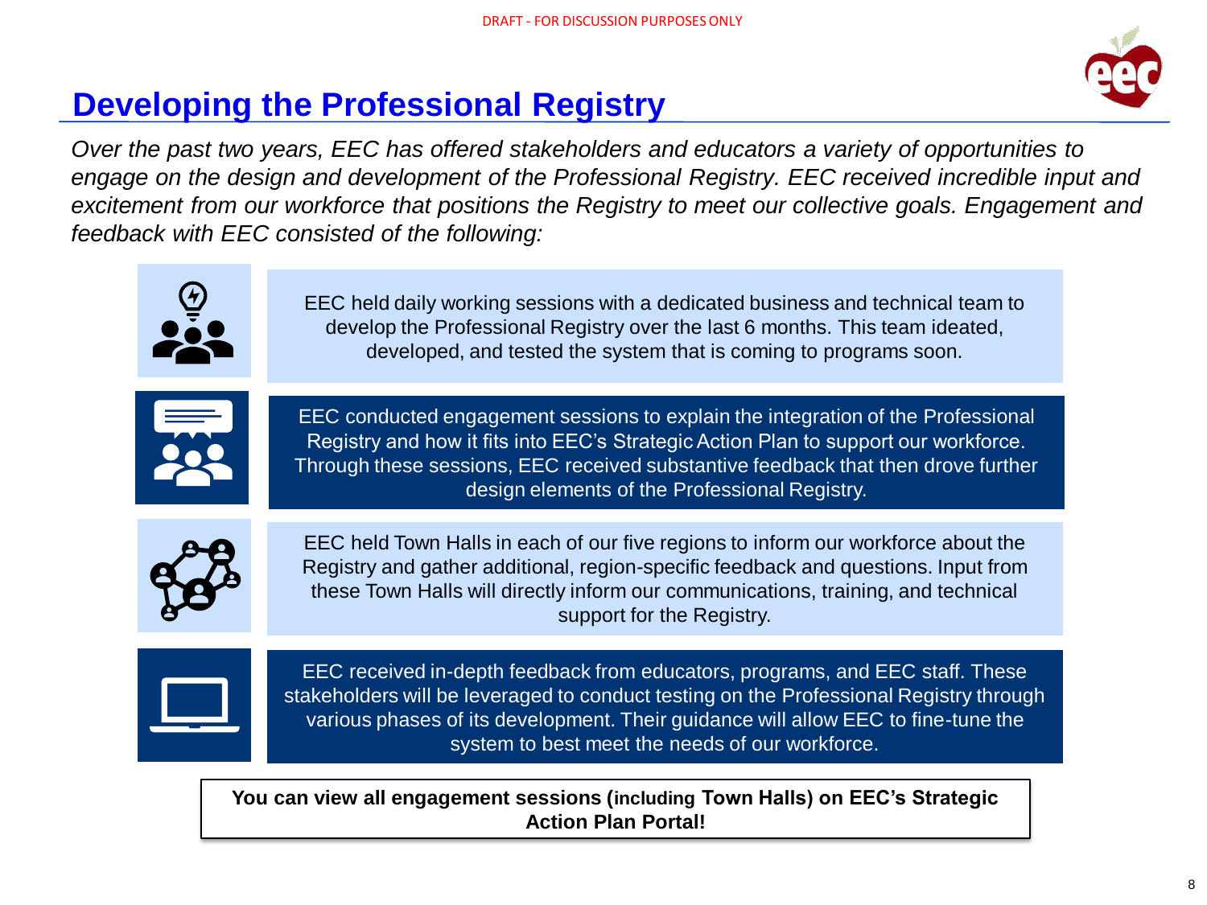DRAFT - FOR DISCUSSION PURPOSES ONLY

# Developing the Professional Registry

*Over the past two years, EEC has offered stakeholders and educators a variety of opportunities to engage on the design and development of the Professional Registry. EEC received incredible input and excitement from our workforce that positions the Registry to meet our collective goals. Engagement and feedback with EEC consisted of the following:*

EEC held daily working sessions with a dedicated business and technical team to develop the Professional Registry over the last 6 months. This team ideated, developed, and tested the system that is coming to programs soon.

EEC conducted engagement sessions to explain the integration of the Professional Registry and how it fits into EEC's Strategic Action Plan to support our workforce. Through these sessions, EEC received substantive feedback that then drove further design elements of the Professional Registry.

EEC held Town Halls in each of our five regions to inform our workforce about the Registry and gather additional, region-specific feedback and questions. Input from these Town Halls will directly inform our communications, training, and technical support for the Registry.

EEC received in-depth feedback from educators, programs, and EEC staff. These stakeholders will be leveraged to conduct testing on the Professional Registry through various phases of its development. Their guidance will allow EEC to fine-tune the system to best meet the needs of our workforce.

**You can view all engagement sessions (including Town Halls) on EEC's Strategic Action Plan Portal!**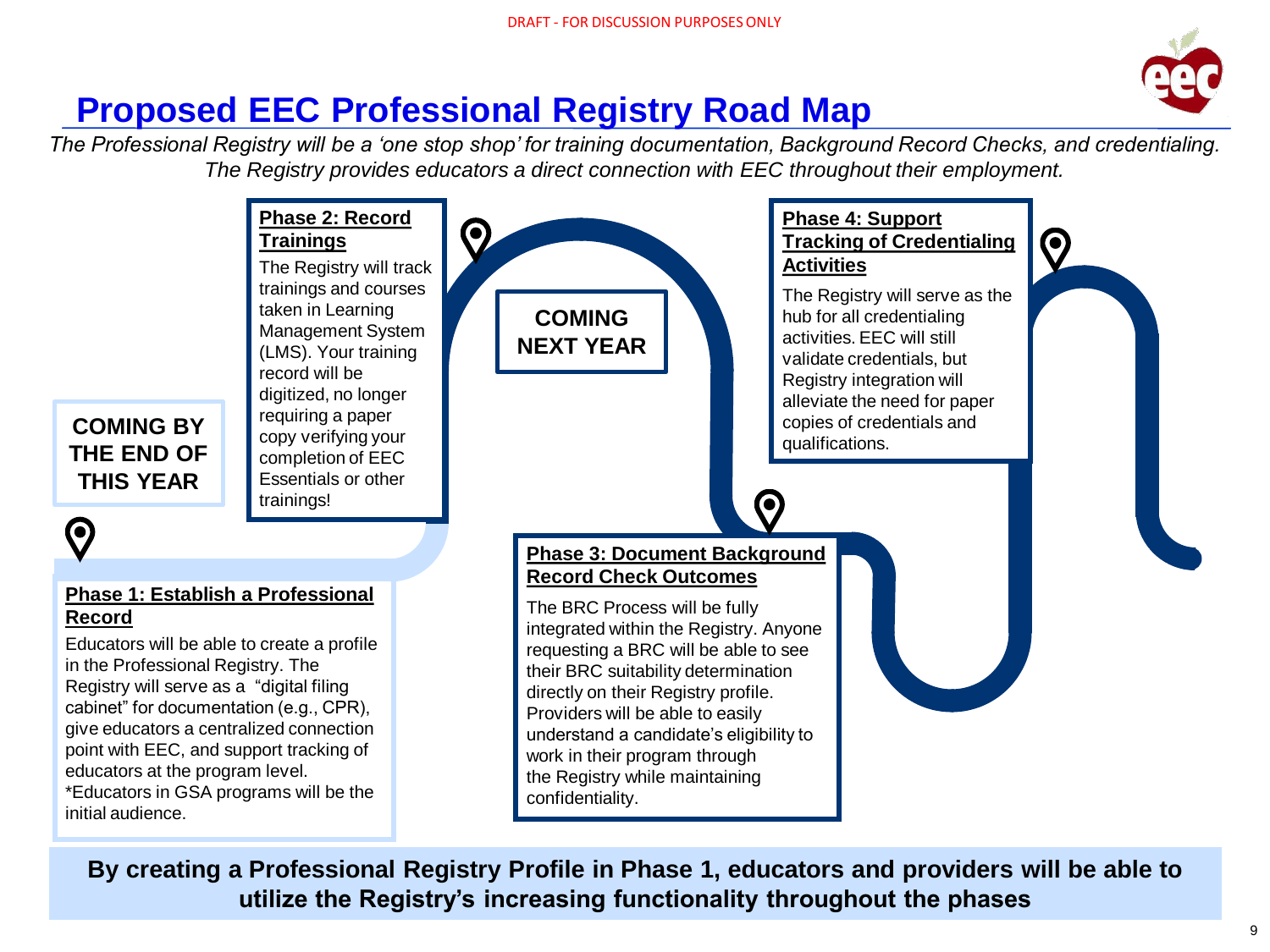DRAFT - FOR DISCUSSION PURPOSES ONLY

# Proposed EEC Professional Registry Road Map

*The Professional Registry will be a 'one stop shop' for training documentation, Background Record Checks, and credentialing. The Registry provides educators a direct connection with EEC throughout their employment.*

**COMING BY THE END OF THIS YEAR**

**Phase 1: Establish a Professional Record**

Educators will be able to create a profile in the Professional Registry. The Registry will serve as a "digital filing cabinet" for documentation (e.g., CPR), give educators a centralized connection point with EEC, and support tracking of educators at the program level.
*Educators in GSA programs will be the initial audience.

**Phase 2: Record Trainings**

The Registry will track trainings and courses taken in Learning Management System (LMS). Your training record will be digitized, no longer requiring a paper copy verifying your completion of EEC Essentials or other trainings!

**COMING NEXT YEAR**

**Phase 3: Document Background Record Check Outcomes**

The BRC Process will be fully integrated within the Registry. Anyone requesting a BRC will be able to see their BRC suitability determination directly on their Registry profile. Providers will be able to easily understand a candidate's eligibility to work in their program through the Registry while maintaining confidentiality.

**Phase 4: Support Tracking of Credentialing Activities**

The Registry will serve as the hub for all credentialing activities. EEC will still validate credentials, but Registry integration will alleviate the need for paper copies of credentials and qualifications.

**By creating a Professional Registry Profile in Phase 1, educators and providers will be able to utilize the Registry's increasing functionality throughout the phases**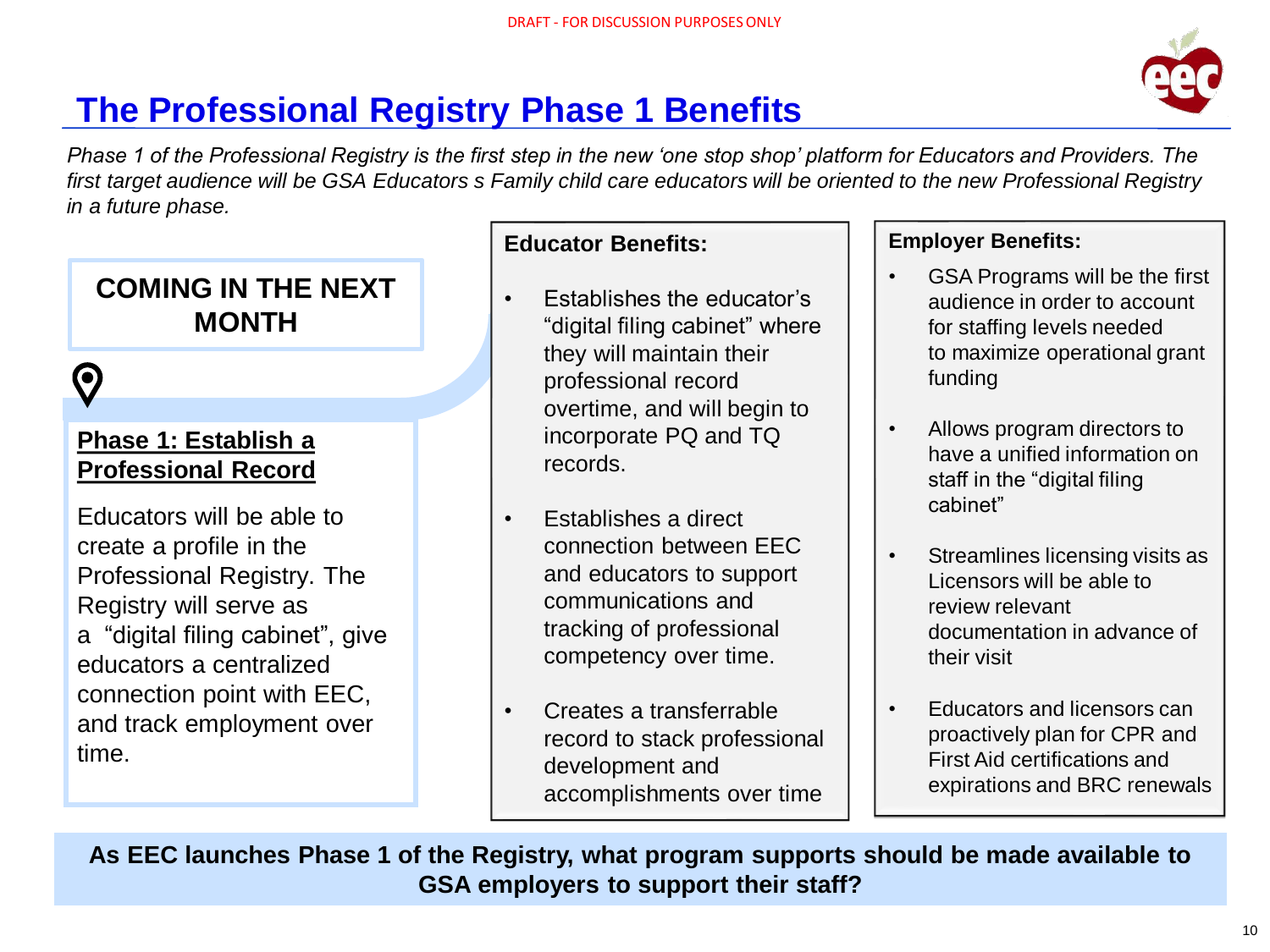DRAFT - FOR DISCUSSION PURPOSES ONLY

# The Professional Registry Phase 1 Benefits

*Phase 1 of the Professional Registry is the first step in the new 'one stop shop' platform for Educators and Providers. The first target audience will be GSA Educators s Family child care educators will be oriented to the new Professional Registry in a future phase.*

**COMING IN THE NEXT MONTH**

**Phase 1: Establish a Professional Record**

Educators will be able to create a profile in the Professional Registry. The Registry will serve as a "digital filing cabinet", give educators a centralized connection point with EEC, and track employment over time.

**Educator Benefits:**

- Establishes the educator's "digital filing cabinet" where they will maintain their professional record overtime, and will begin to incorporate PQ and TQ records.
- Establishes a direct connection between EEC and educators to support communications and tracking of professional competency over time.
- Creates a transferrable record to stack professional development and accomplishments over time

**Employer Benefits:**

- GSA Programs will be the first audience in order to account for staffing levels needed to maximize operational grant funding
- Allows program directors to have a unified information on staff in the "digital filing cabinet"
- Streamlines licensing visits as Licensors will be able to review relevant documentation in advance of their visit
- Educators and licensors can proactively plan for CPR and First Aid certifications and expirations and BRC renewals

**As EEC launches Phase 1 of the Registry, what program supports should be made available to GSA employers to support their staff?**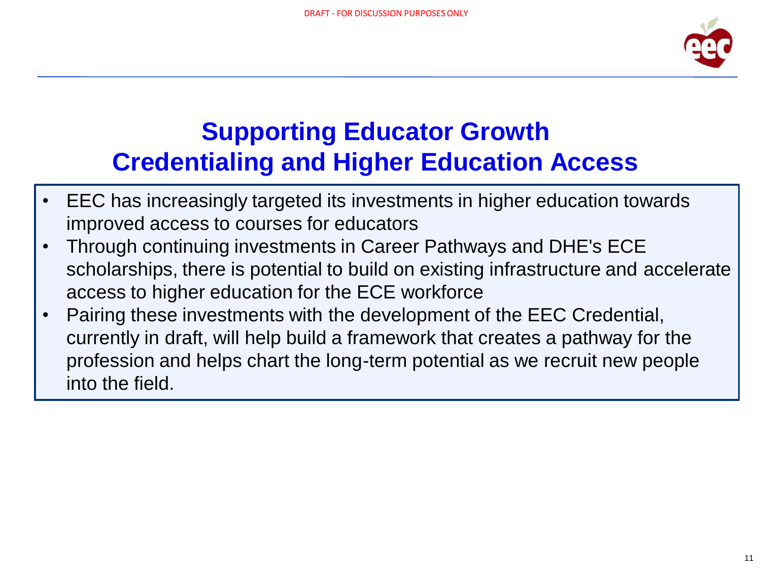# Supporting Educator Growth
# Credentialing and Higher Education Access

- EEC has increasingly targeted its investments in higher education towards improved access to courses for educators
- Through continuing investments in Career Pathways and DHE's ECE scholarships, there is potential to build on existing infrastructure and accelerate access to higher education for the ECE workforce
- Pairing these investments with the development of the EEC Credential, currently in draft, will help build a framework that creates a pathway for the profession and helps chart the long-term potential as we recruit new people into the field.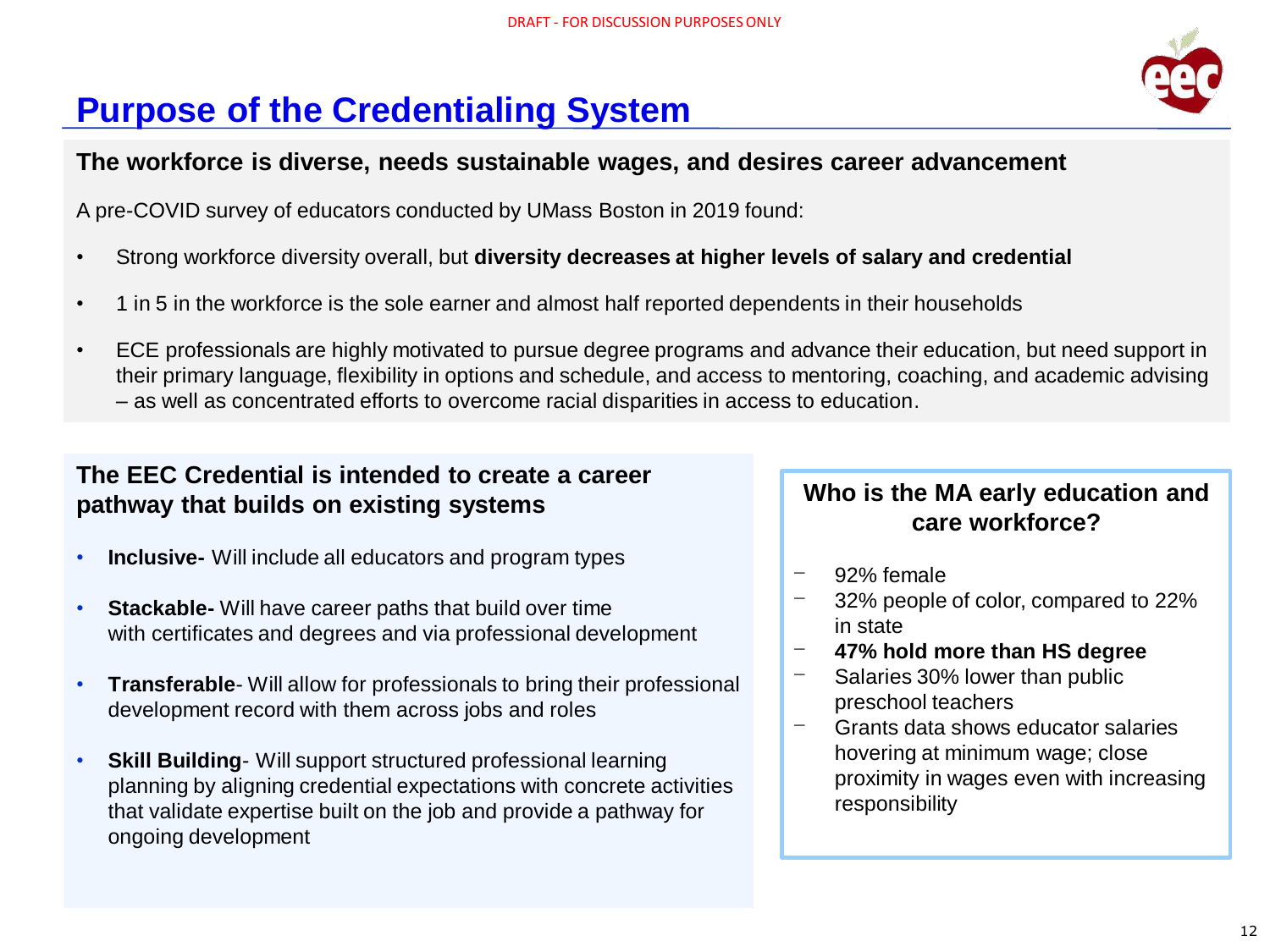DRAFT - FOR DISCUSSION PURPOSES ONLY

# Purpose of the Credentialing System

## The workforce is diverse, needs sustainable wages, and desires career advancement

A pre-COVID survey of educators conducted by UMass Boston in 2019 found:

- Strong workforce diversity overall, but **diversity decreases at higher levels of salary and credential**
- 1 in 5 in the workforce is the sole earner and almost half reported dependents in their households
- ECE professionals are highly motivated to pursue degree programs and advance their education, but need support in their primary language, flexibility in options and schedule, and access to mentoring, coaching, and academic advising – as well as concentrated efforts to overcome racial disparities in access to education.

## The EEC Credential is intended to create a career pathway that builds on existing systems

- **Inclusive-** Will include all educators and program types
- **Stackable-** Will have career paths that build over time with certificates and degrees and via professional development
- **Transferable**- Will allow for professionals to bring their professional development record with them across jobs and roles
- **Skill Building**- Will support structured professional learning planning by aligning credential expectations with concrete activities that validate expertise built on the job and provide a pathway for ongoing development

## Who is the MA early education and care workforce?

- 92% female
- 32% people of color, compared to 22% in state
- **47% hold more than HS degree**
- Salaries 30% lower than public preschool teachers
- Grants data shows educator salaries hovering at minimum wage; close proximity in wages even with increasing responsibility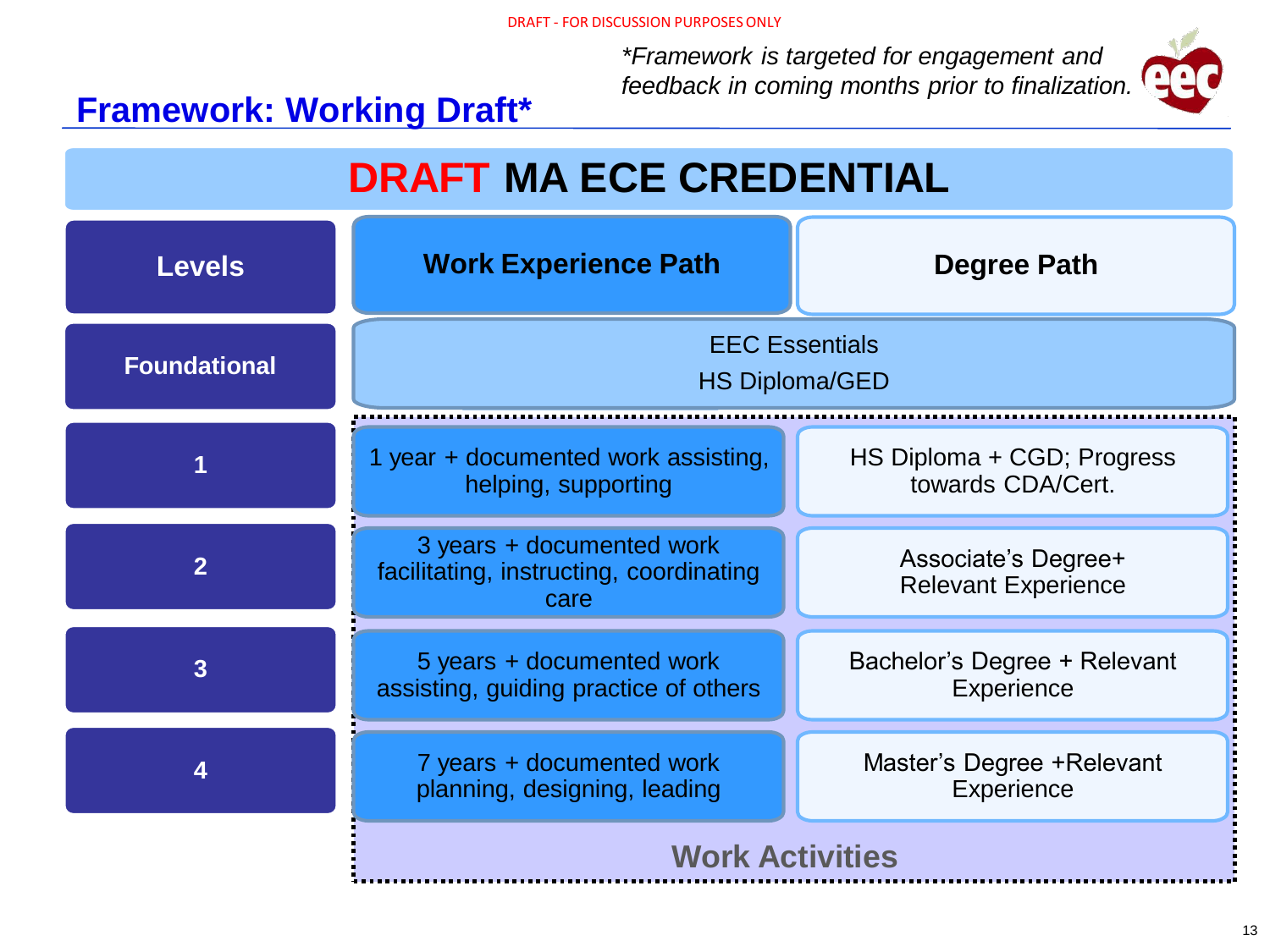DRAFT - FOR DISCUSSION PURPOSES ONLY

## Framework: Working Draft*

*\*Framework is targeted for engagement and feedback in coming months prior to finalization.*

# DRAFT MA ECE CREDENTIAL

| Levels | Work Experience Path | Degree Path |
| --- | --- | --- |
| Foundational | EEC Essentials<br>HS Diploma/GED | |
| 1 | 1 year + documented work assisting, helping, supporting | HS Diploma + CGD; Progress towards CDA/Cert. |
| 2 | 3 years + documented work facilitating, instructing, coordinating care | Associate's Degree+ Relevant Experience |
| 3 | 5 years + documented work assisting, guiding practice of others | Bachelor's Degree + Relevant Experience |
| 4 | 7 years + documented work planning, designing, leading | Master's Degree +Relevant Experience |

**Work Activities**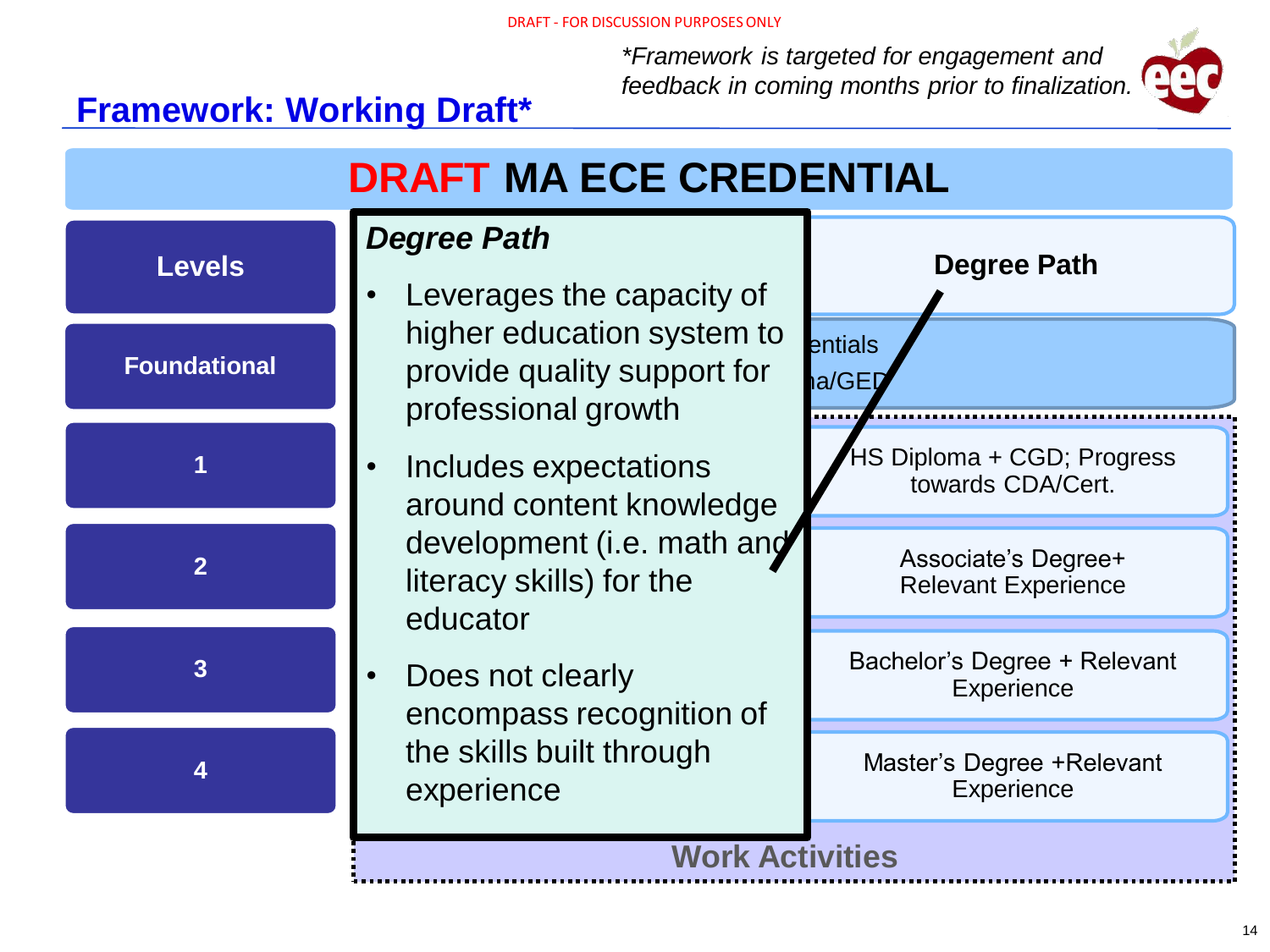DRAFT - FOR DISCUSSION PURPOSES ONLY

*Framework is targeted for engagement and feedback in coming months prior to finalization.

# Framework: Working Draft*

## DRAFT MA ECE CREDENTIAL

### *Degree Path*

- Leverages the capacity of higher education system to provide quality support for professional growth
- Includes expectations around content knowledge development (i.e. math and literacy skills) for the educator
- Does not clearly encompass recognition of the skills built through experience

| Levels | Degree Path |
|---|---|
| Foundational | …entials<br>…a/GED |
| 1 | HS Diploma + CGD; Progress towards CDA/Cert. |
| 2 | Associate's Degree+ Relevant Experience |
| 3 | Bachelor's Degree + Relevant Experience |
| 4 | Master's Degree +Relevant Experience |

Work Activities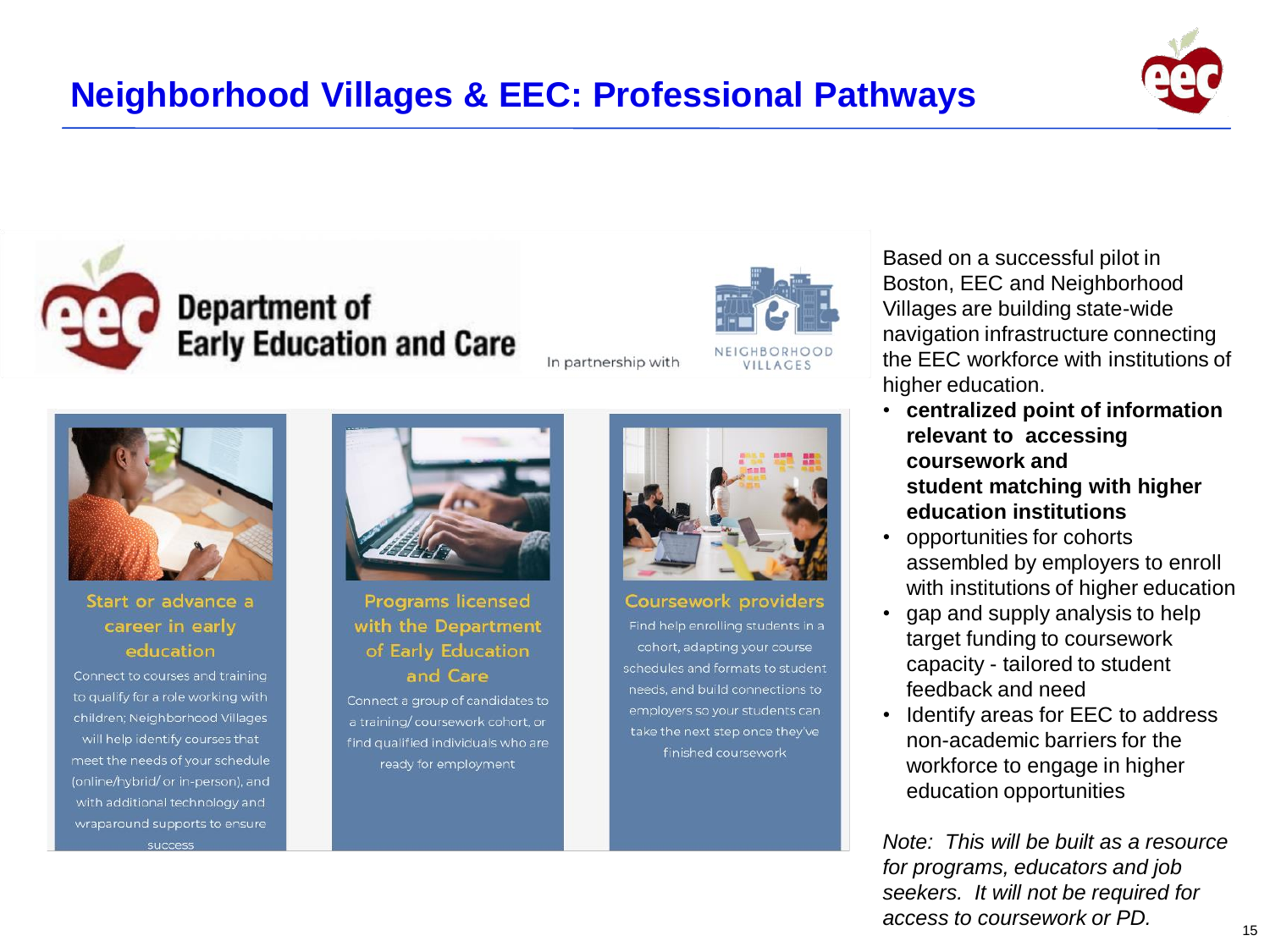# Neighborhood Villages & EEC: Professional Pathways

Department of Early Education and Care

In partnership with

NEIGHBORHOOD VILLAGES

### Start or advance a career in early education

Connect to courses and training to qualify for a role working with children; Neighborhood Villages will help identify courses that meet the needs of your schedule (online/hybrid/ or in-person), and with additional technology and wraparound supports to ensure success

### Programs licensed with the Department of Early Education and Care

Connect a group of candidates to a training/ coursework cohort, or find qualified individuals who are ready for employment

### Coursework providers

Find help enrolling students in a cohort, adapting your course schedules and formats to student needs, and build connections to employers so your students can take the next step once they've finished coursework

Based on a successful pilot in Boston, EEC and Neighborhood Villages are building state-wide navigation infrastructure connecting the EEC workforce with institutions of higher education.

- **centralized point of information relevant to accessing coursework and student matching with higher education institutions**
- opportunities for cohorts assembled by employers to enroll with institutions of higher education
- gap and supply analysis to help target funding to coursework capacity - tailored to student feedback and need
- Identify areas for EEC to address non-academic barriers for the workforce to engage in higher education opportunities

*Note: This will be built as a resource for programs, educators and job seekers. It will not be required for access to coursework or PD.*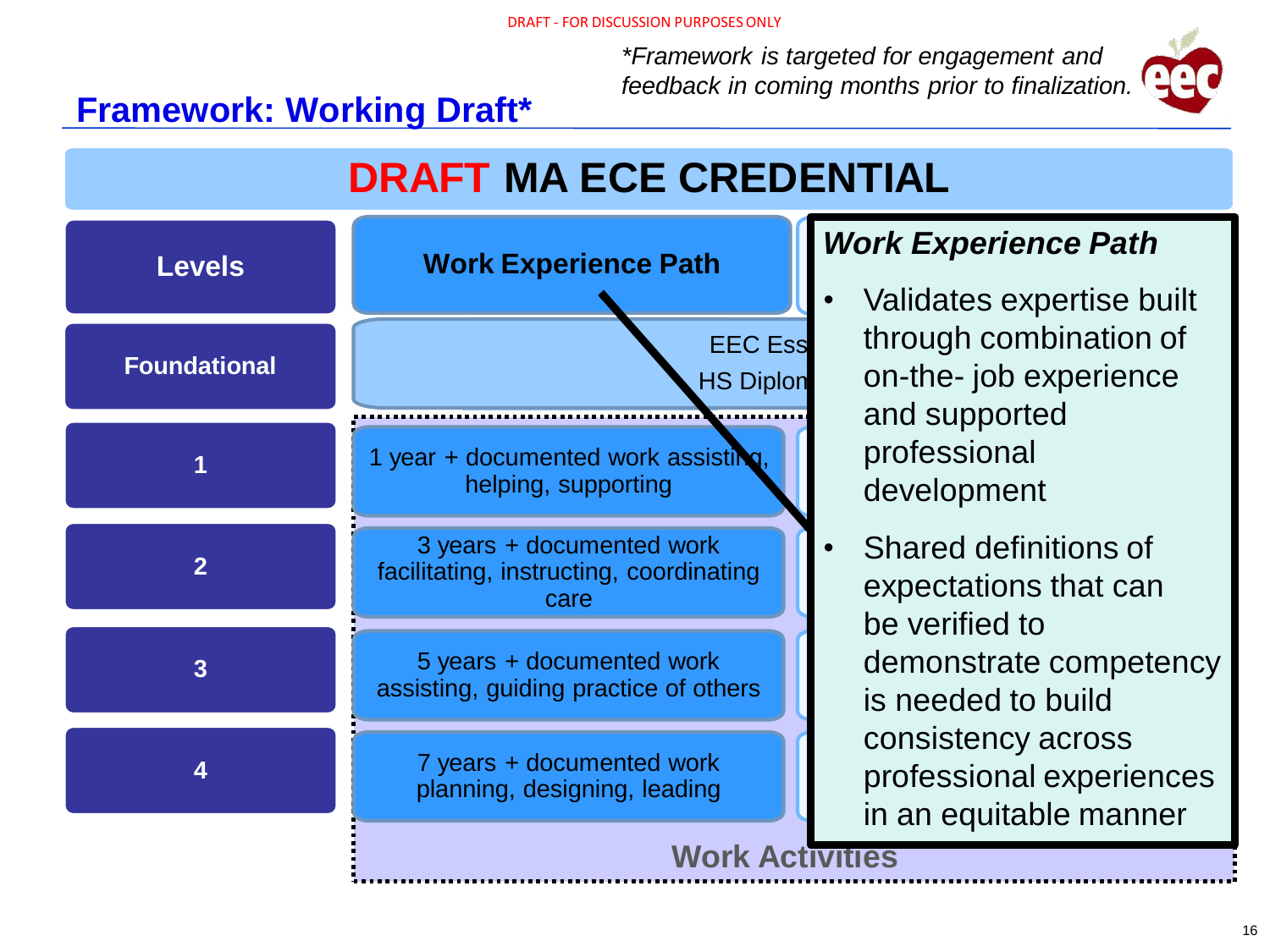DRAFT - FOR DISCUSSION PURPOSES ONLY

*\*Framework is targeted for engagement and feedback in coming months prior to finalization.*

## Framework: Working Draft*

# DRAFT MA ECE CREDENTIAL

| Levels | Work Experience Path |
|---|---|
| Foundational | EEC Ess… HS Diplon… |
| 1 | 1 year + documented work assisting, helping, supporting |
| 2 | 3 years + documented work facilitating, instructing, coordinating care |
| 3 | 5 years + documented work assisting, guiding practice of others |
| 4 | 7 years + documented work planning, designing, leading |
| | Work Activities |

### *Work Experience Path*

- Validates expertise built through combination of on-the- job experience and supported professional development
- Shared definitions of expectations that can be verified to demonstrate competency is needed to build consistency across professional experiences in an equitable manner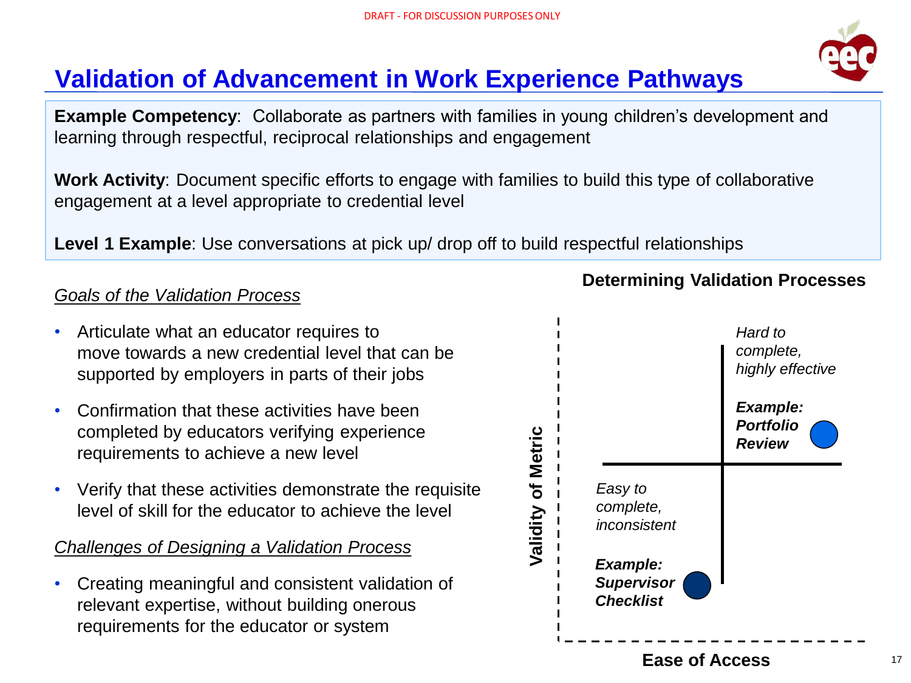DRAFT - FOR DISCUSSION PURPOSES ONLY

# Validation of Advancement in Work Experience Pathways

**Example Competency**: Collaborate as partners with families in young children's development and learning through respectful, reciprocal relationships and engagement

**Work Activity**: Document specific efforts to engage with families to build this type of collaborative engagement at a level appropriate to credential level

**Level 1 Example**: Use conversations at pick up/ drop off to build respectful relationships

*Goals of the Validation Process*

- Articulate what an educator requires to move towards a new credential level that can be supported by employers in parts of their jobs
- Confirmation that these activities have been completed by educators verifying experience requirements to achieve a new level
- Verify that these activities demonstrate the requisite level of skill for the educator to achieve the level

*Challenges of Designing a Validation Process*

- Creating meaningful and consistent validation of relevant expertise, without building onerous requirements for the educator or system

**Determining Validation Processes**

Validity of Metric (vertical axis) / Ease of Access (horizontal axis)

*Hard to complete, highly effective*

***Example: Portfolio Review***

*Easy to complete, inconsistent*

***Example: Supervisor Checklist***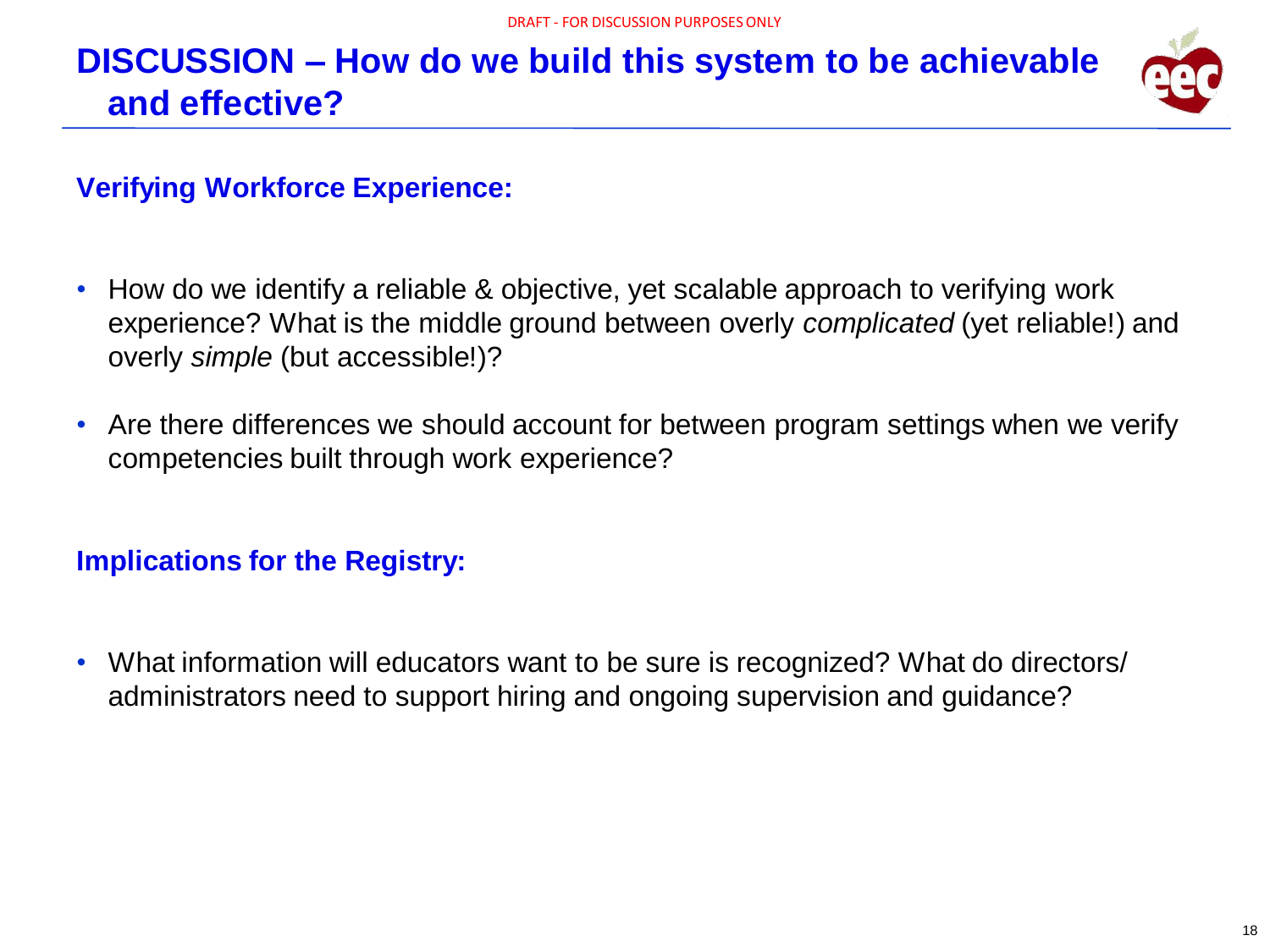DRAFT - FOR DISCUSSION PURPOSES ONLY

# DISCUSSION – How do we build this system to be achievable and effective?

## Verifying Workforce Experience:

- How do we identify a reliable & objective, yet scalable approach to verifying work experience? What is the middle ground between overly *complicated* (yet reliable!) and overly *simple* (but accessible!)?
- Are there differences we should account for between program settings when we verify competencies built through work experience?

## Implications for the Registry:

- What information will educators want to be sure is recognized? What do directors/ administrators need to support hiring and ongoing supervision and guidance?